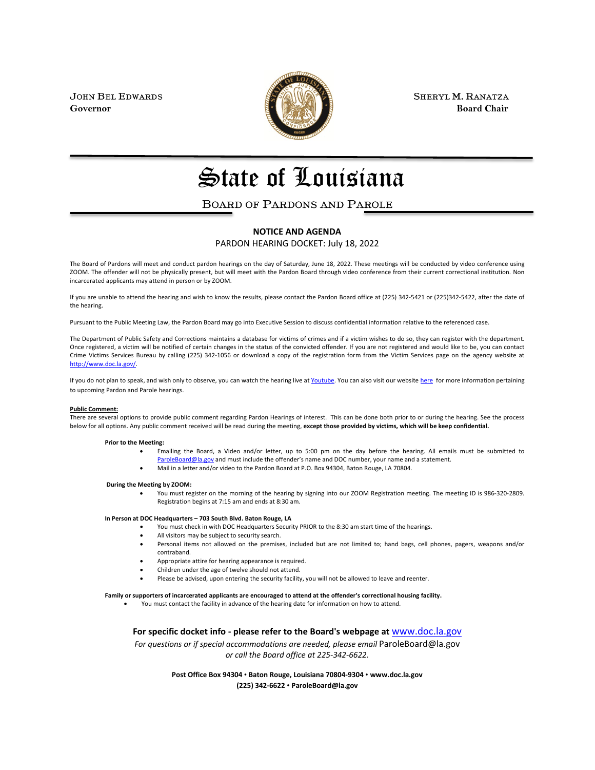John Bel Edwards
**Governor**

Sheryl M. Ranatza
**Board Chair**

# State of Louisiana

## Board of Pardons and Parole

**NOTICE AND AGENDA**

PARDON HEARING DOCKET: July 18, 2022

The Board of Pardons will meet and conduct pardon hearings on the day of Saturday, June 18, 2022. These meetings will be conducted by video conference using ZOOM. The offender will not be physically present, but will meet with the Pardon Board through video conference from their current correctional institution. Non incarcerated applicants may attend in person or by ZOOM.

If you are unable to attend the hearing and wish to know the results, please contact the Pardon Board office at (225) 342-5421 or (225)342-5422, after the date of the hearing.

Pursuant to the Public Meeting Law, the Pardon Board may go into Executive Session to discuss confidential information relative to the referenced case.

The Department of Public Safety and Corrections maintains a database for victims of crimes and if a victim wishes to do so, they can register with the department. Once registered, a victim will be notified of certain changes in the status of the convicted offender. If you are not registered and would like to be, you can contact Crime Victims Services Bureau by calling (225) 342-1056 or download a copy of the registration form from the Victim Services page on the agency website at http://www.doc.la.gov/.

If you do not plan to speak, and wish only to observe, you can watch the hearing live at Youtube. You can also visit our website here for more information pertaining to upcoming Pardon and Parole hearings.

**Public Comment:**

There are several options to provide public comment regarding Pardon Hearings of interest. This can be done both prior to or during the hearing. See the process below for all options. Any public comment received will be read during the meeting, **except those provided by victims, which will be keep confidential.**

**Prior to the Meeting:**

- Emailing the Board, a Video and/or letter, up to 5:00 pm on the day before the hearing. All emails must be submitted to ParoleBoard@la.gov and must include the offender's name and DOC number, your name and a statement.
- Mail in a letter and/or video to the Pardon Board at P.O. Box 94304, Baton Rouge, LA 70804.

**During the Meeting by ZOOM:**

- You must register on the morning of the hearing by signing into our ZOOM Registration meeting. The meeting ID is 986-320-2809. Registration begins at 7:15 am and ends at 8:30 am.

**In Person at DOC Headquarters – 703 South Blvd. Baton Rouge, LA**

- You must check in with DOC Headquarters Security PRIOR to the 8:30 am start time of the hearings.
- All visitors may be subject to security search.
- Personal items not allowed on the premises, included but are not limited to; hand bags, cell phones, pagers, weapons and/or contraband.
- Appropriate attire for hearing appearance is required.
- Children under the age of twelve should not attend.
- Please be advised, upon entering the security facility, you will not be allowed to leave and reenter.

**Family or supporters of incarcerated applicants are encouraged to attend at the offender's correctional housing facility.**

- You must contact the facility in advance of the hearing date for information on how to attend.

**For specific docket info - please refer to the Board's webpage at www.doc.la.gov**

*For questions or if special accommodations are needed, please email* ParoleBoard@la.gov *or call the Board office at 225-342-6622.*

**Post Office Box 94304 • Baton Rouge, Louisiana 70804-9304 • www.doc.la.gov**
**(225) 342-6622 • ParoleBoard@la.gov**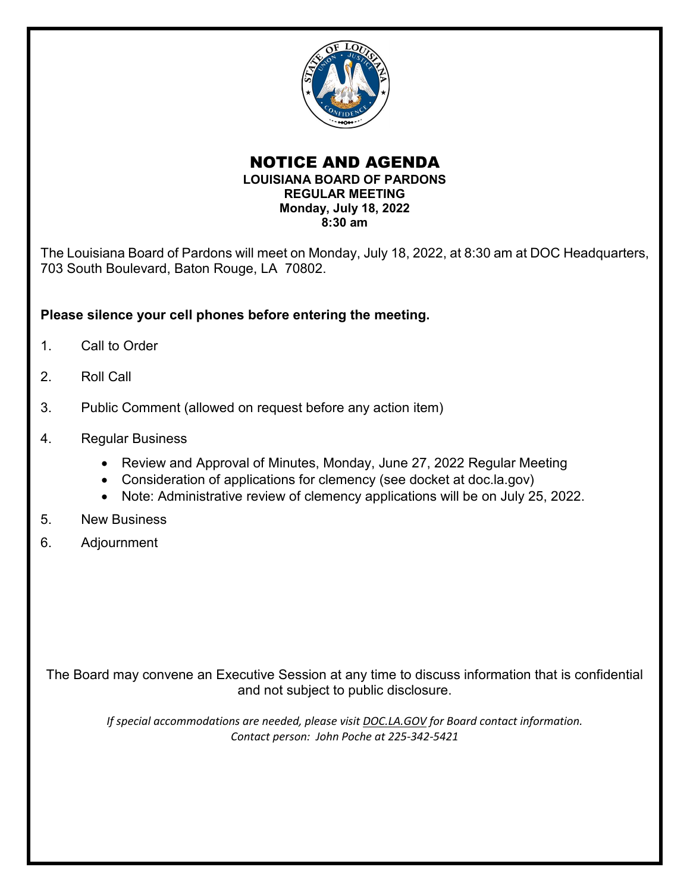# NOTICE AND AGENDA

**LOUISIANA BOARD OF PARDONS**
**REGULAR MEETING**
**Monday, July 18, 2022**
**8:30 am**

The Louisiana Board of Pardons will meet on Monday, July 18, 2022, at 8:30 am at DOC Headquarters, 703 South Boulevard, Baton Rouge, LA 70802.

**Please silence your cell phones before entering the meeting.**

1. Call to Order
2. Roll Call
3. Public Comment (allowed on request before any action item)
4. Regular Business
   - Review and Approval of Minutes, Monday, June 27, 2022 Regular Meeting
   - Consideration of applications for clemency (see docket at doc.la.gov)
   - Note: Administrative review of clemency applications will be on July 25, 2022.
5. New Business
6. Adjournment

The Board may convene an Executive Session at any time to discuss information that is confidential and not subject to public disclosure.

*If special accommodations are needed, please visit DOC.LA.GOV for Board contact information.*
*Contact person: John Poche at 225-342-5421*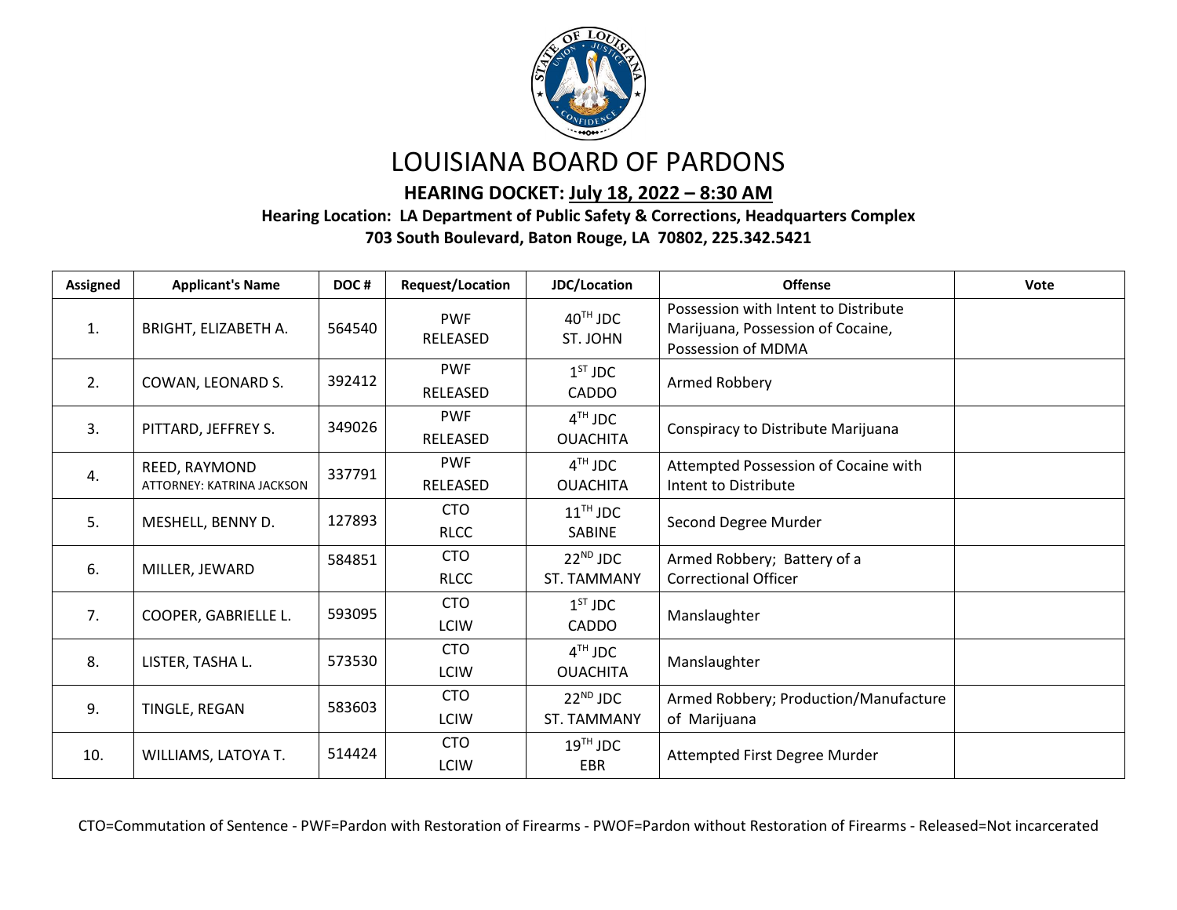# LOUISIANA BOARD OF PARDONS

**HEARING DOCKET: July 18, 2022 – 8:30 AM**

**Hearing Location: LA Department of Public Safety & Corrections, Headquarters Complex**

**703 South Boulevard, Baton Rouge, LA 70802, 225.342.5421**

| Assigned | Applicant's Name | DOC # | Request/Location | JDC/Location | Offense | Vote |
|---|---|---|---|---|---|---|
| 1. | BRIGHT, ELIZABETH A. | 564540 | PWF RELEASED | 40TH JDC ST. JOHN | Possession with Intent to Distribute Marijuana, Possession of Cocaine, Possession of MDMA | |
| 2. | COWAN, LEONARD S. | 392412 | PWF RELEASED | 1ST JDC CADDO | Armed Robbery | |
| 3. | PITTARD, JEFFREY S. | 349026 | PWF RELEASED | 4TH JDC OUACHITA | Conspiracy to Distribute Marijuana | |
| 4. | REED, RAYMOND ATTORNEY: KATRINA JACKSON | 337791 | PWF RELEASED | 4TH JDC OUACHITA | Attempted Possession of Cocaine with Intent to Distribute | |
| 5. | MESHELL, BENNY D. | 127893 | CTO RLCC | 11TH JDC SABINE | Second Degree Murder | |
| 6. | MILLER, JEWARD | 584851 | CTO RLCC | 22ND JDC ST. TAMMANY | Armed Robbery; Battery of a Correctional Officer | |
| 7. | COOPER, GABRIELLE L. | 593095 | CTO LCIW | 1ST JDC CADDO | Manslaughter | |
| 8. | LISTER, TASHA L. | 573530 | CTO LCIW | 4TH JDC OUACHITA | Manslaughter | |
| 9. | TINGLE, REGAN | 583603 | CTO LCIW | 22ND JDC ST. TAMMANY | Armed Robbery; Production/Manufacture of Marijuana | |
| 10. | WILLIAMS, LATOYA T. | 514424 | CTO LCIW | 19TH JDC EBR | Attempted First Degree Murder | |

CTO=Commutation of Sentence - PWF=Pardon with Restoration of Firearms - PWOF=Pardon without Restoration of Firearms - Released=Not incarcerated